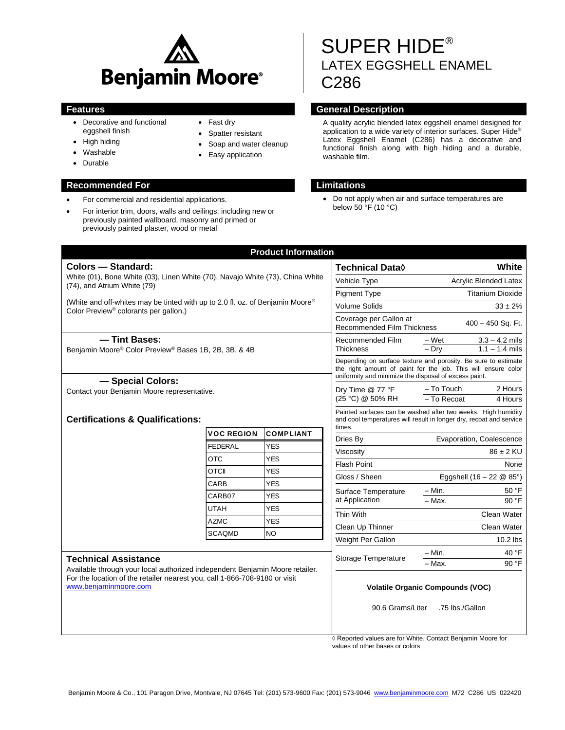Benjamin Moore®

# SUPER HIDE®

## LATEX EGGSHELL ENAMEL

## C286

## Features

- Decorative and functional eggshell finish
- High hiding
- Washable
- Durable
- Fast dry
- Spatter resistant
- Soap and water cleanup
- Easy application

## General Description

A quality acrylic blended latex eggshell enamel designed for application to a wide variety of interior surfaces. Super Hide® Latex Eggshell Enamel (C286) has a decorative and functional finish along with high hiding and a durable, washable film.

## Recommended For

- For commercial and residential applications.
- For interior trim, doors, walls and ceilings; including new or previously painted wallboard, masonry and primed or previously painted plaster, wood or metal

## Limitations

- Do not apply when air and surface temperatures are below 50 °F (10 °C)

## Product Information

### Colors — Standard:

White (01), Bone White (03), Linen White (70), Navajo White (73), China White (74), and Atrium White (79)

(White and off-whites may be tinted with up to 2.0 fl. oz. of Benjamin Moore® Color Preview® colorants per gallon.)

### — Tint Bases:

Benjamin Moore® Color Preview® Bases 1B, 2B, 3B, & 4B

### — Special Colors:

Contact your Benjamin Moore representative.

### Certifications & Qualifications:

| VOC REGION | COMPLIANT |
|---|---|
| FEDERAL | YES |
| OTC | YES |
| OTCII | YES |
| CARB | YES |
| CARB07 | YES |
| UTAH | YES |
| AZMC | YES |
| SCAQMD | NO |

### Technical Assistance

Available through your local authorized independent Benjamin Moore retailer. For the location of the retailer nearest you, call 1-866-708-9180 or visit www.benjaminmoore.com

| Technical Data◊ | | White |
|---|---|---|
| Vehicle Type | | Acrylic Blended Latex |
| Pigment Type | | Titanium Dioxide |
| Volume Solids | | 33 ± 2% |
| Coverage per Gallon at Recommended Film Thickness | | 400 – 450 Sq. Ft. |
| Recommended Film Thickness | – Wet | 3.3 – 4.2 mils |
| | – Dry | 1.1 – 1.4 mils |
| Depending on surface texture and porosity. Be sure to estimate the right amount of paint for the job. This will ensure color uniformity and minimize the disposal of excess paint. | | |
| Dry Time @ 77 °F (25 °C) @ 50% RH | – To Touch | 2 Hours |
| | – To Recoat | 4 Hours |
| Painted surfaces can be washed after two weeks. High humidity and cool temperatures will result in longer dry, recoat and service times. | | |
| Dries By | | Evaporation, Coalescence |
| Viscosity | | 86 ± 2 KU |
| Flash Point | | None |
| Gloss / Sheen | | Eggshell (16 – 22 @ 85°) |
| Surface Temperature at Application | – Min. | 50 °F |
| | – Max. | 90 °F |
| Thin With | | Clean Water |
| Clean Up Thinner | | Clean Water |
| Weight Per Gallon | | 10.2 lbs |
| Storage Temperature | – Min. | 40 °F |
| | – Max. | 90 °F |

**Volatile Organic Compounds (VOC)**

90.6 Grams/Liter .75 lbs./Gallon

◊ Reported values are for White. Contact Benjamin Moore for values of other bases or colors

Benjamin Moore & Co., 101 Paragon Drive, Montvale, NJ 07645 Tel: (201) 573-9600 Fax: (201) 573-9046 www.benjaminmoore.com M72 C286 US 022420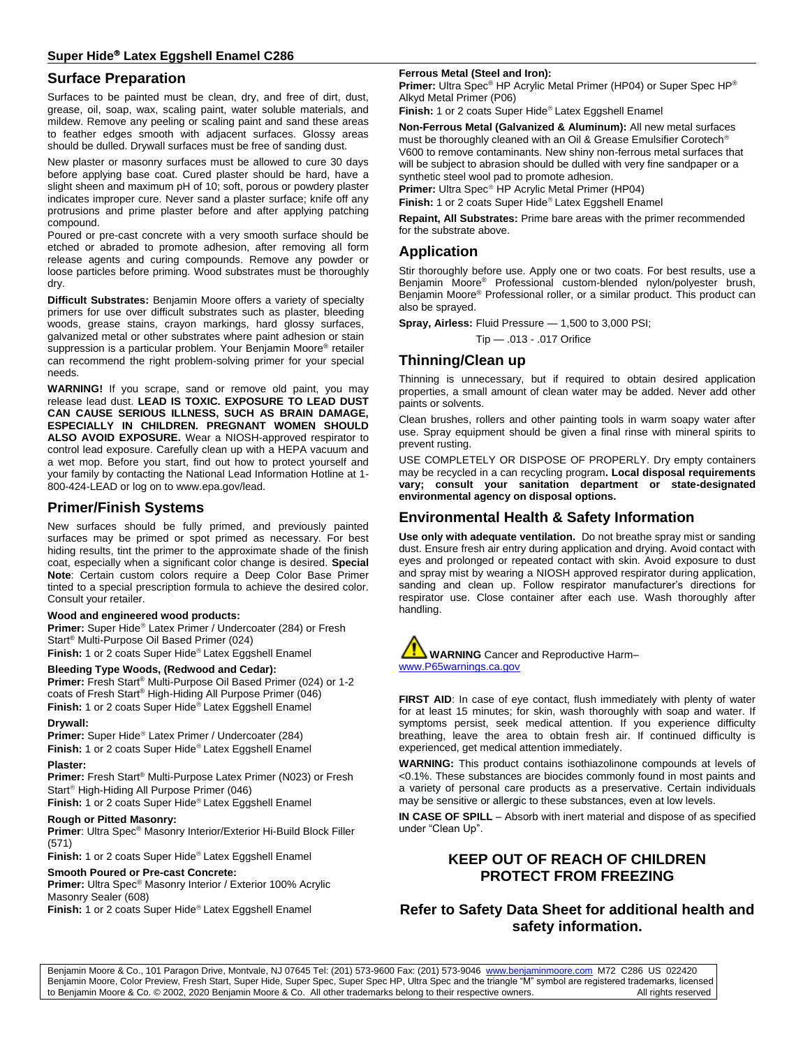## Surface Preparation

Surfaces to be painted must be clean, dry, and free of dirt, dust, grease, oil, soap, wax, scaling paint, water soluble materials, and mildew. Remove any peeling or scaling paint and sand these areas to feather edges smooth with adjacent surfaces. Glossy areas should be dulled. Drywall surfaces must be free of sanding dust.

New plaster or masonry surfaces must be allowed to cure 30 days before applying base coat. Cured plaster should be hard, have a slight sheen and maximum pH of 10; soft, porous or powdery plaster indicates improper cure. Never sand a plaster surface; knife off any protrusions and prime plaster before and after applying patching compound.

Poured or pre-cast concrete with a very smooth surface should be etched or abraded to promote adhesion, after removing all form release agents and curing compounds. Remove any powder or loose particles before priming. Wood substrates must be thoroughly dry.

**Difficult Substrates:** Benjamin Moore offers a variety of specialty primers for use over difficult substrates such as plaster, bleeding woods, grease stains, crayon markings, hard glossy surfaces, galvanized metal or other substrates where paint adhesion or stain suppression is a particular problem. Your Benjamin Moore® retailer can recommend the right problem-solving primer for your special needs.

**WARNING!** If you scrape, sand or remove old paint, you may release lead dust. **LEAD IS TOXIC. EXPOSURE TO LEAD DUST CAN CAUSE SERIOUS ILLNESS, SUCH AS BRAIN DAMAGE, ESPECIALLY IN CHILDREN. PREGNANT WOMEN SHOULD ALSO AVOID EXPOSURE.** Wear a NIOSH-approved respirator to control lead exposure. Carefully clean up with a HEPA vacuum and a wet mop. Before you start, find out how to protect yourself and your family by contacting the National Lead Information Hotline at 1-800-424-LEAD or log on to www.epa.gov/lead.

## Primer/Finish Systems

New surfaces should be fully primed, and previously painted surfaces may be primed or spot primed as necessary. For best hiding results, tint the primer to the approximate shade of the finish coat, especially when a significant color change is desired. **Special Note**: Certain custom colors require a Deep Color Base Primer tinted to a special prescription formula to achieve the desired color. Consult your retailer.

**Wood and engineered wood products:**
**Primer:** Super Hide® Latex Primer / Undercoater (284) or Fresh Start® Multi-Purpose Oil Based Primer (024)
**Finish:** 1 or 2 coats Super Hide® Latex Eggshell Enamel

**Bleeding Type Woods, (Redwood and Cedar):**
**Primer:** Fresh Start® Multi-Purpose Oil Based Primer (024) or 1-2 coats of Fresh Start® High-Hiding All Purpose Primer (046)
**Finish:** 1 or 2 coats Super Hide® Latex Eggshell Enamel

**Drywall:**
**Primer:** Super Hide® Latex Primer / Undercoater (284)
**Finish:** 1 or 2 coats Super Hide® Latex Eggshell Enamel

**Plaster:**
**Primer:** Fresh Start® Multi-Purpose Latex Primer (N023) or Fresh Start® High-Hiding All Purpose Primer (046)
**Finish:** 1 or 2 coats Super Hide® Latex Eggshell Enamel

**Rough or Pitted Masonry:**
**Primer**: Ultra Spec® Masonry Interior/Exterior Hi-Build Block Filler (571)
**Finish:** 1 or 2 coats Super Hide® Latex Eggshell Enamel

**Smooth Poured or Pre-cast Concrete:**
**Primer:** Ultra Spec® Masonry Interior / Exterior 100% Acrylic Masonry Sealer (608)
**Finish:** 1 or 2 coats Super Hide® Latex Eggshell Enamel

**Ferrous Metal (Steel and Iron):**
**Primer:** Ultra Spec® HP Acrylic Metal Primer (HP04) or Super Spec HP® Alkyd Metal Primer (P06)
**Finish:** 1 or 2 coats Super Hide® Latex Eggshell Enamel

**Non-Ferrous Metal (Galvanized & Aluminum):** All new metal surfaces must be thoroughly cleaned with an Oil & Grease Emulsifier Corotech® V600 to remove contaminants. New shiny non-ferrous metal surfaces that will be subject to abrasion should be dulled with very fine sandpaper or a synthetic steel wool pad to promote adhesion.
**Primer:** Ultra Spec® HP Acrylic Metal Primer (HP04)
**Finish:** 1 or 2 coats Super Hide® Latex Eggshell Enamel

**Repaint, All Substrates:** Prime bare areas with the primer recommended for the substrate above.

## Application

Stir thoroughly before use. Apply one or two coats. For best results, use a Benjamin Moore® Professional custom-blended nylon/polyester brush, Benjamin Moore® Professional roller, or a similar product. This product can also be sprayed.

**Spray, Airless:** Fluid Pressure — 1,500 to 3,000 PSI;
Tip — .013 - .017 Orifice

## Thinning/Clean up

Thinning is unnecessary, but if required to obtain desired application properties, a small amount of clean water may be added. Never add other paints or solvents.

Clean brushes, rollers and other painting tools in warm soapy water after use. Spray equipment should be given a final rinse with mineral spirits to prevent rusting.

USE COMPLETELY OR DISPOSE OF PROPERLY. Dry empty containers may be recycled in a can recycling program**. Local disposal requirements vary; consult your sanitation department or state-designated environmental agency on disposal options.**

## Environmental Health & Safety Information

**Use only with adequate ventilation.** Do not breathe spray mist or sanding dust. Ensure fresh air entry during application and drying. Avoid contact with eyes and prolonged or repeated contact with skin. Avoid exposure to dust and spray mist by wearing a NIOSH approved respirator during application, sanding and clean up. Follow respirator manufacturer's directions for respirator use. Close container after each use. Wash thoroughly after handling.

**WARNING** Cancer and Reproductive Harm– www.P65warnings.ca.gov

**FIRST AID**: In case of eye contact, flush immediately with plenty of water for at least 15 minutes; for skin, wash thoroughly with soap and water. If symptoms persist, seek medical attention. If you experience difficulty breathing, leave the area to obtain fresh air. If continued difficulty is experienced, get medical attention immediately.

**WARNING:** This product contains isothiazolinone compounds at levels of <0.1%. These substances are biocides commonly found in most paints and a variety of personal care products as a preservative. Certain individuals may be sensitive or allergic to these substances, even at low levels.

**IN CASE OF SPILL** – Absorb with inert material and dispose of as specified under "Clean Up".

**KEEP OUT OF REACH OF CHILDREN**
**PROTECT FROM FREEZING**

**Refer to Safety Data Sheet for additional health and safety information.**

Benjamin Moore & Co., 101 Paragon Drive, Montvale, NJ 07645 Tel: (201) 573-9600 Fax: (201) 573-9046 www.benjaminmoore.com M72 C286 US 022420
Benjamin Moore, Color Preview, Fresh Start, Super Hide, Super Spec, Super Spec HP, Ultra Spec and the triangle "M" symbol are registered trademarks, licensed to Benjamin Moore & Co. © 2002, 2020 Benjamin Moore & Co. All other trademarks belong to their respective owners. All rights reserved